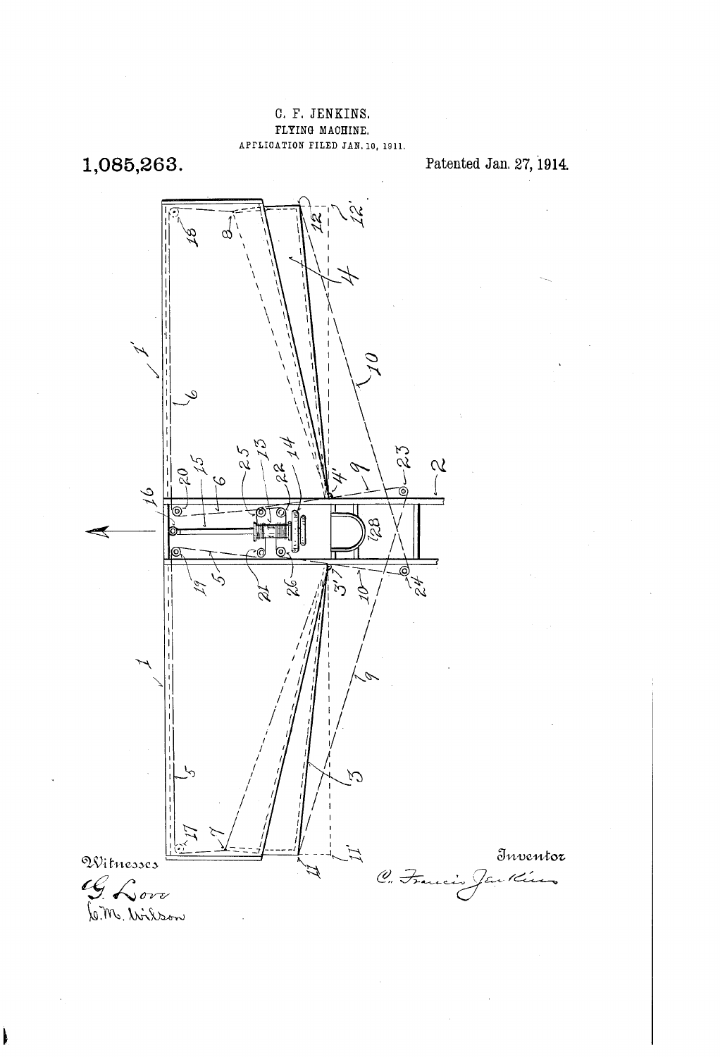C. F. JENKINS.

FLYING MACHINE.

APPLICATION FILED JAN. 10, 1911.

**1,085,263.**

Patented Jan. 27, 1914.

Witnesses

G. Love

C. M. Wilson

Inventor

C. Francis Jenkins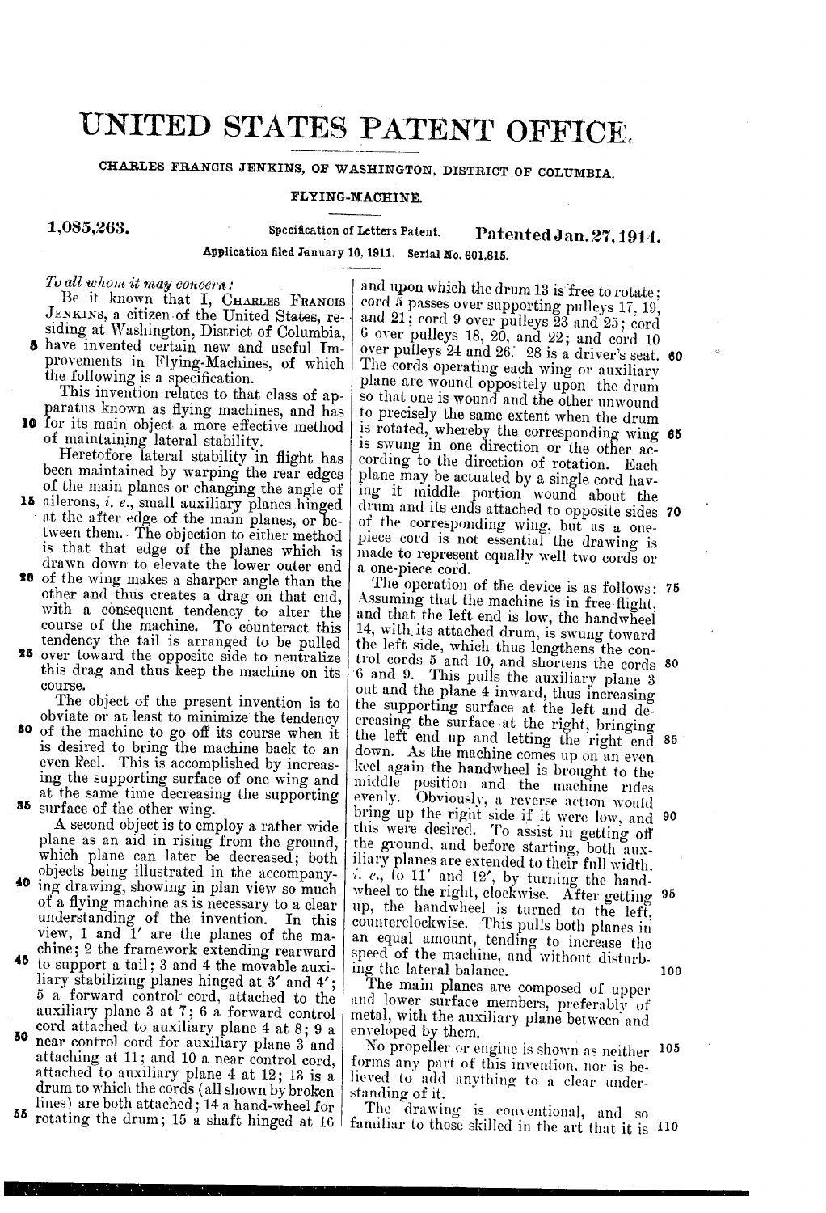# UNITED STATES PATENT OFFICE.

CHARLES FRANCIS JENKINS, OF WASHINGTON, DISTRICT OF COLUMBIA.

FLYING-MACHINE.

**1,085,263.** Specification of Letters Patent. **Patented Jan. 27, 1914.**

Application filed January 10, 1911. Serial No. 601,815.

*To all whom it may concern:*

Be it known that I, CHARLES FRANCIS JENKINS, a citizen of the United States, residing at Washington, District of Columbia, have invented certain new and useful Improvements in Flying-Machines, of which the following is a specification.

This invention relates to that class of apparatus known as flying machines, and has for its main object a more effective method of maintaining lateral stability.

Heretofore lateral stability in flight has been maintained by warping the rear edges of the main planes or changing the angle of ailerons, *i. e.*, small auxiliary planes hinged at the after edge of the main planes, or between them. The objection to either method is that that edge of the planes which is drawn down to elevate the lower outer end of the wing makes a sharper angle than the other and thus creates a drag on that end, with a consequent tendency to alter the course of the machine. To counteract this tendency the tail is arranged to be pulled over toward the opposite side to neutralize this drag and thus keep the machine on its course.

The object of the present invention is to obviate or at least to minimize the tendency of the machine to go off its course when it is desired to bring the machine back to an even keel. This is accomplished by increasing the supporting surface of one wing and at the same time decreasing the supporting surface of the other wing.

A second object is to employ a rather wide plane as an aid in rising from the ground, which plane can later be decreased; both objects being illustrated in the accompanying drawing, showing in plan view so much of a flying machine as is necessary to a clear understanding of the invention. In this view, 1 and 1′ are the planes of the machine; 2 the framework extending rearward to support a tail; 3 and 4 the movable auxiliary stabilizing planes hinged at 3′ and 4′; 5 a forward control cord, attached to the auxiliary plane 3 at 7; 6 a forward control cord attached to auxiliary plane 4 at 8; 9 a near control cord for auxiliary plane 3 and attaching at 11; and 10 a near control cord, attached to auxiliary plane 4 at 12; 13 is a drum to which the cords (all shown by broken lines) are both attached; 14 a hand-wheel for rotating the drum; 15 a shaft hinged at 16 and upon which the drum 13 is free to rotate; cord 5 passes over supporting pulleys 17, 19, and 21; cord 9 over pulleys 23 and 25; cord 6 over pulleys 18, 20, and 22; and cord 10 over pulleys 24 and 26. 28 is a driver's seat. The cords operating each wing or auxiliary plane are wound oppositely upon the drum so that one is wound and the other unwound to precisely the same extent when the drum is rotated, whereby the corresponding wing is swung in one direction or the other according to the direction of rotation. Each plane may be actuated by a single cord having it middle portion wound about the drum and its ends attached to opposite sides of the corresponding wing, but as a one-piece cord is not essential the drawing is made to represent equally well two cords or a one-piece cord.

The operation of the device is as follows: Assuming that the machine is in free flight, and that the left end is low, the handwheel 14, with its attached drum, is swung toward the left side, which thus lengthens the control cords 5 and 10, and shortens the cords 6 and 9. This pulls the auxiliary plane 3 out and the plane 4 inward, thus increasing the supporting surface at the left and decreasing the surface at the right, bringing the left end up and letting the right end down. As the machine comes up on an even keel again the handwheel is brought to the middle position and the machine rides evenly. Obviously, a reverse action would bring up the right side if it were low, and this were desired. To assist in getting off the ground, and before starting, both auxiliary planes are extended to their full width, *i. e.*, to 11′ and 12′, by turning the handwheel to the right, clockwise. After getting up, the handwheel is turned to the left, counterclockwise. This pulls both planes in an equal amount, tending to increase the speed of the machine, and without disturbing the lateral balance.

The main planes are composed of upper and lower surface members, preferably of metal, with the auxiliary plane between and enveloped by them.

No propeller or engine is shown as neither forms any part of this invention, nor is believed to add anything to a clear understanding of it.

The drawing is conventional, and so familiar to those skilled in the art that it is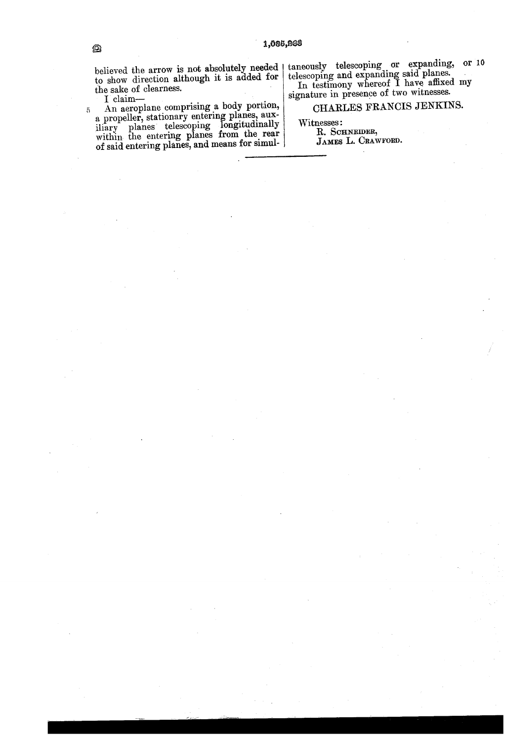believed the arrow is not absolutely needed to show direction although it is added for the sake of clearness.

I claim—

An aeroplane comprising a body portion, a propeller, stationary entering planes, auxiliary planes telescoping longitudinally within the entering planes from the rear of said entering planes, and means for simultaneously telescoping or expanding, or telescoping and expanding said planes.

In testimony whereof I have affixed my signature in presence of two witnesses.

CHARLES FRANCIS JENKINS.

Witnesses:

R. SCHNEIDER,
JAMES L. CRAWFORD.